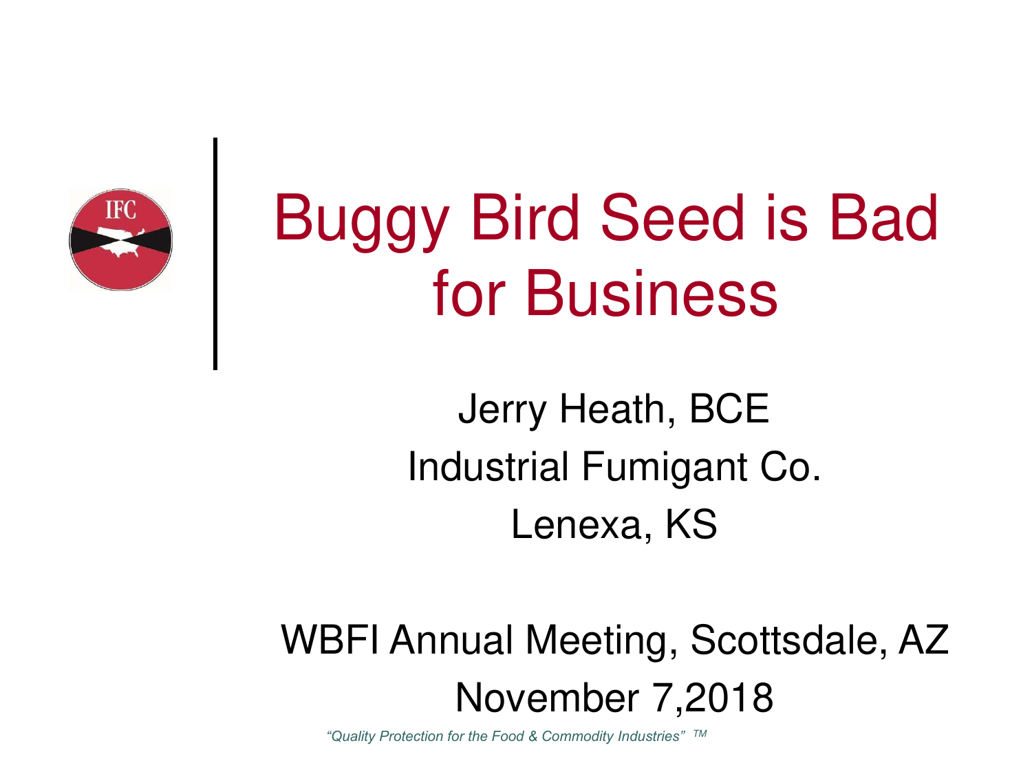# Buggy Bird Seed is Bad for Business

Jerry Heath, BCE

Industrial Fumigant Co.

Lenexa, KS

WBFI Annual Meeting, Scottsdale, AZ

November 7,2018

*"Quality Protection for the Food & Commodity Industries"* TM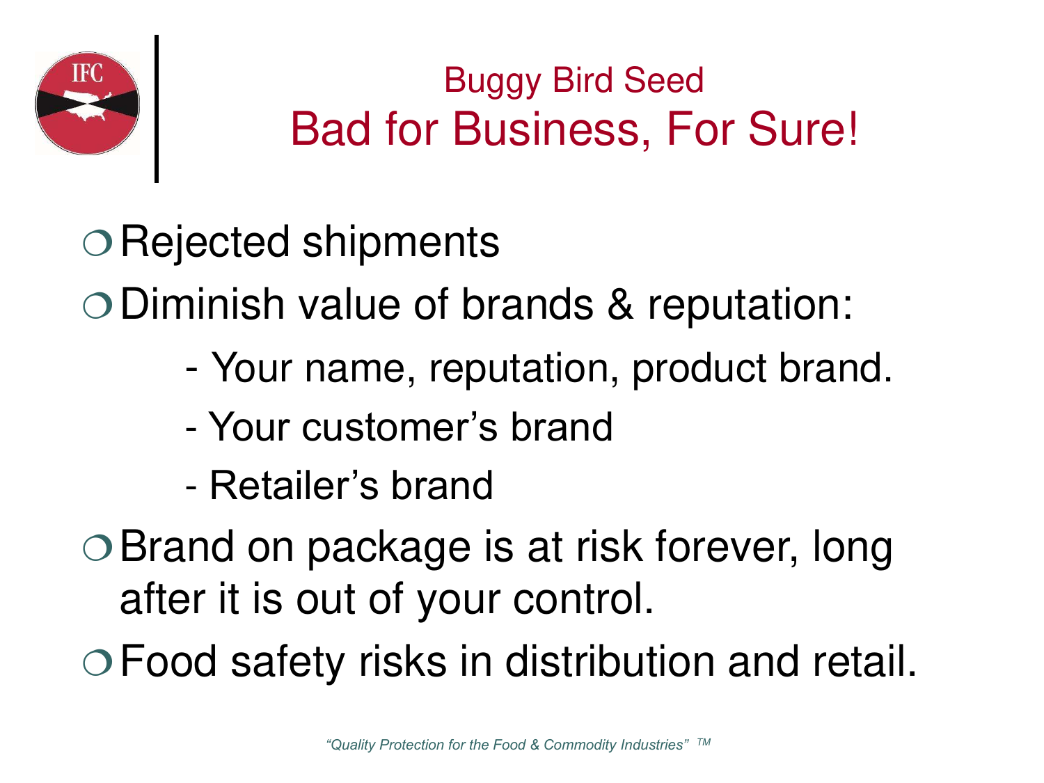## Buggy Bird Seed

# Bad for Business, For Sure!

- Rejected shipments
- Diminish value of brands & reputation:
  - Your name, reputation, product brand.
  - Your customer's brand
  - Retailer's brand
- Brand on package is at risk forever, long after it is out of your control.
- Food safety risks in distribution and retail.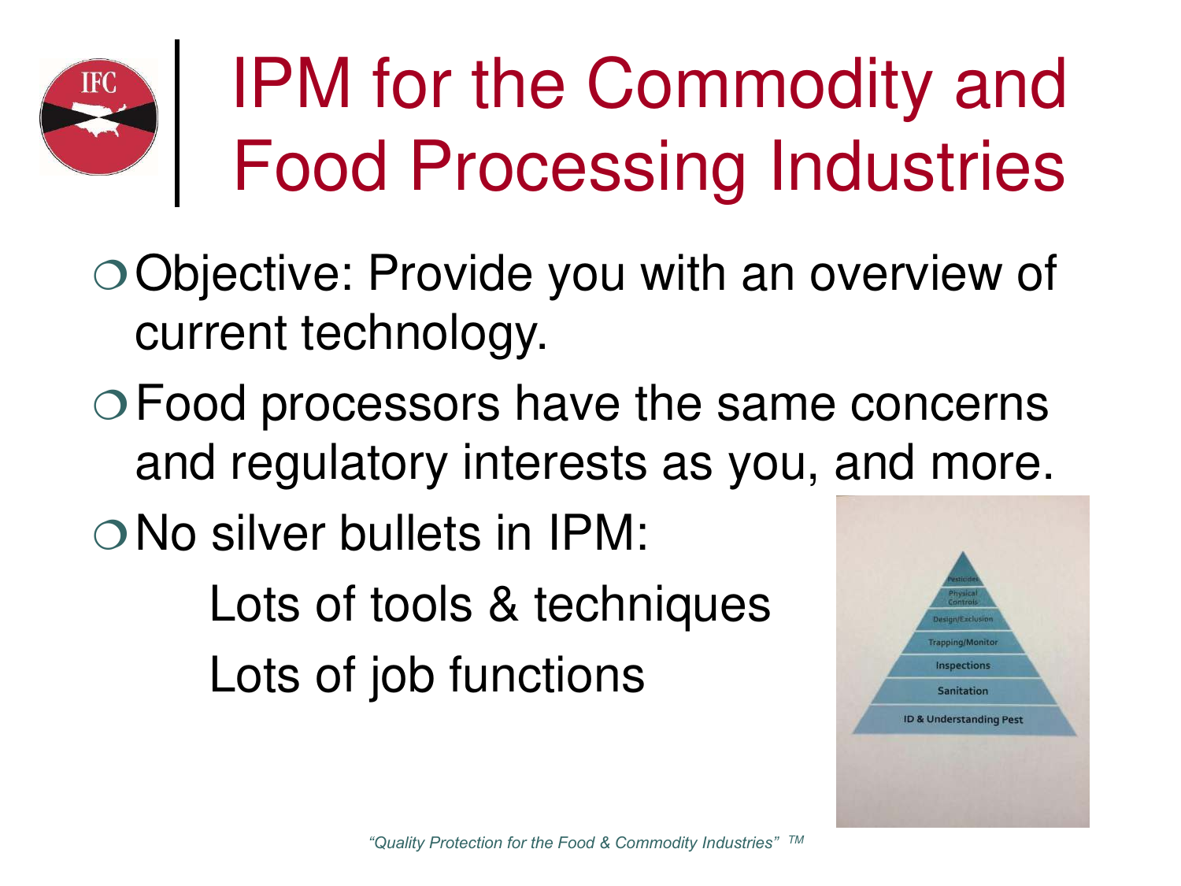# IPM for the Commodity and Food Processing Industries

- Objective: Provide you with an overview of current technology.
- Food processors have the same concerns and regulatory interests as you, and more.
- No silver bullets in IPM:

  Lots of tools & techniques

  Lots of job functions

*"Quality Protection for the Food & Commodity Industries"* ™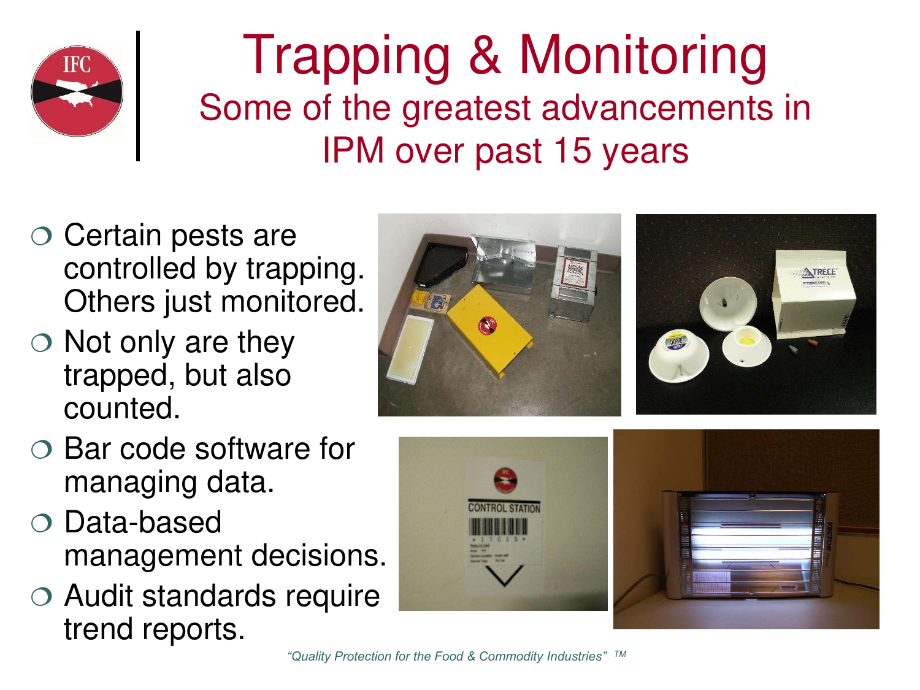# Trapping & Monitoring

## Some of the greatest advancements in IPM over past 15 years

- Certain pests are controlled by trapping. Others just monitored.
- Not only are they trapped, but also counted.
- Bar code software for managing data.
- Data-based management decisions.
- Audit standards require trend reports.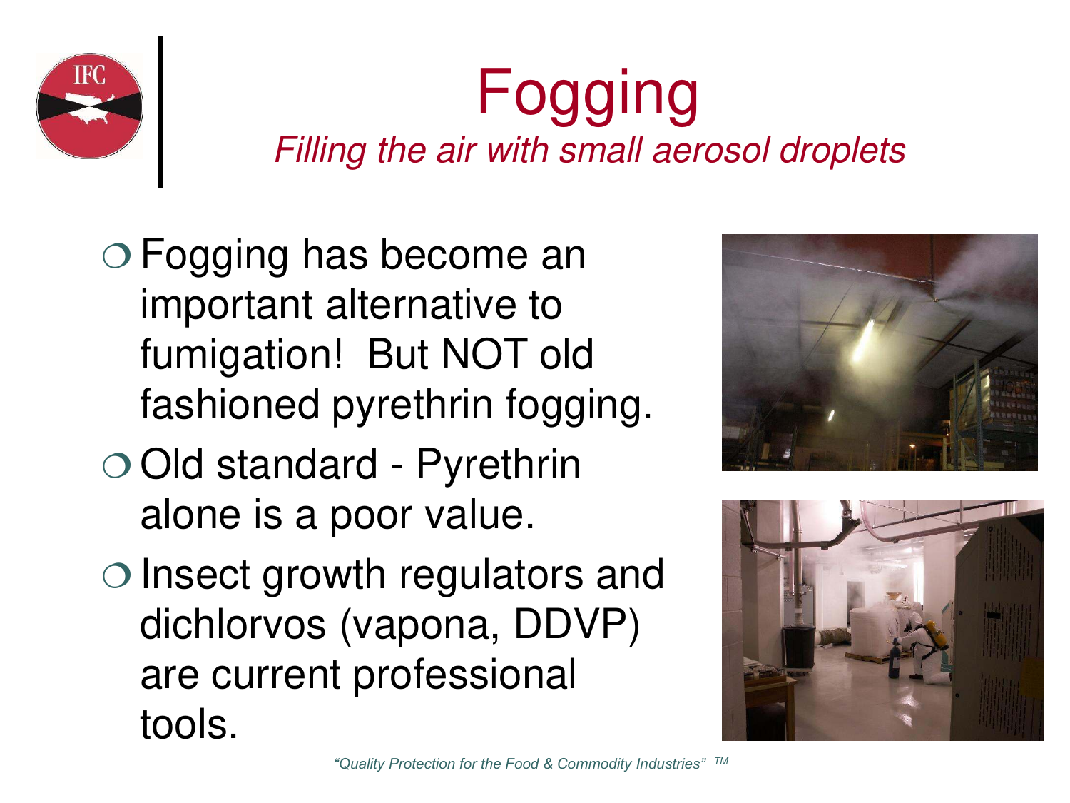# Fogging

*Filling the air with small aerosol droplets*

- Fogging has become an important alternative to fumigation! But NOT old fashioned pyrethrin fogging.
- Old standard - Pyrethrin alone is a poor value.
- Insect growth regulators and dichlorvos (vapona, DDVP) are current professional tools.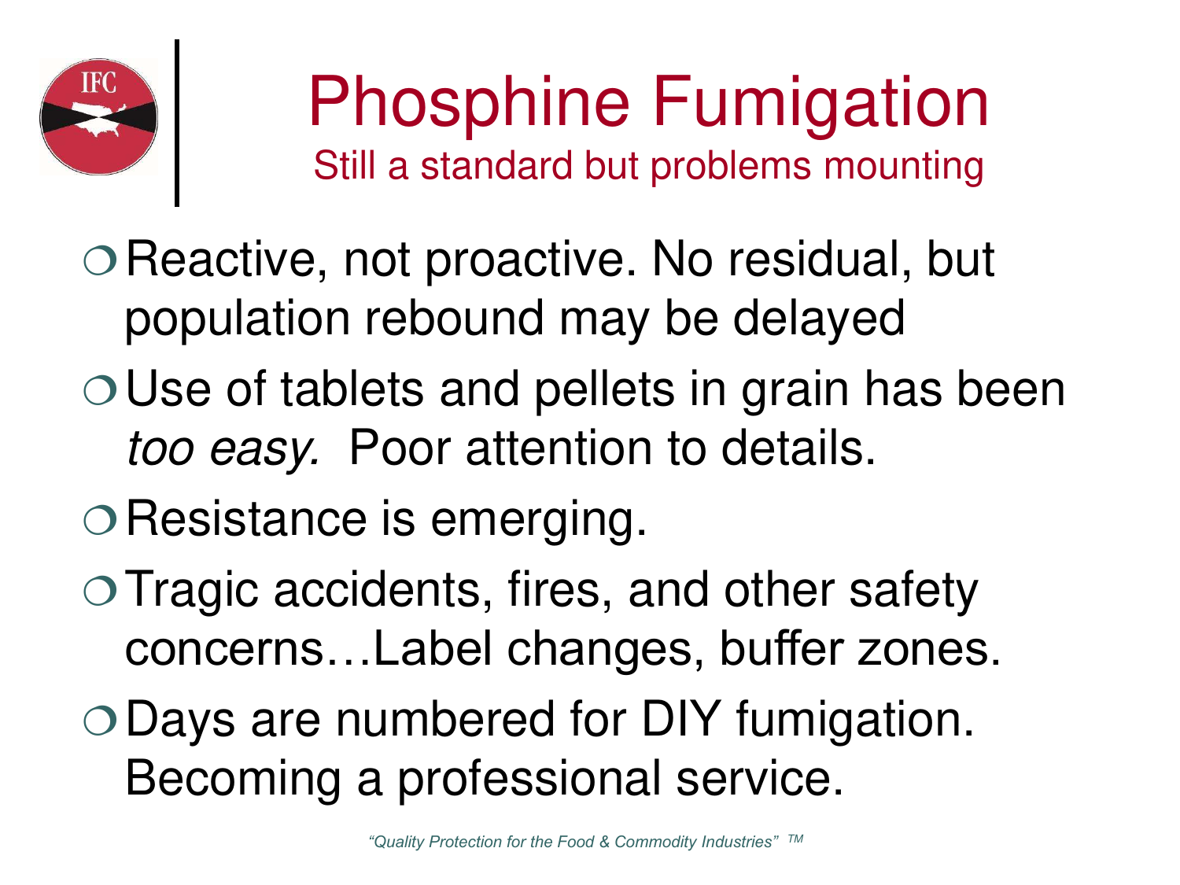# Phosphine Fumigation

## Still a standard but problems mounting

- Reactive, not proactive. No residual, but population rebound may be delayed
- Use of tablets and pellets in grain has been *too easy.* Poor attention to details.
- Resistance is emerging.
- Tragic accidents, fires, and other safety concerns…Label changes, buffer zones.
- Days are numbered for DIY fumigation. Becoming a professional service.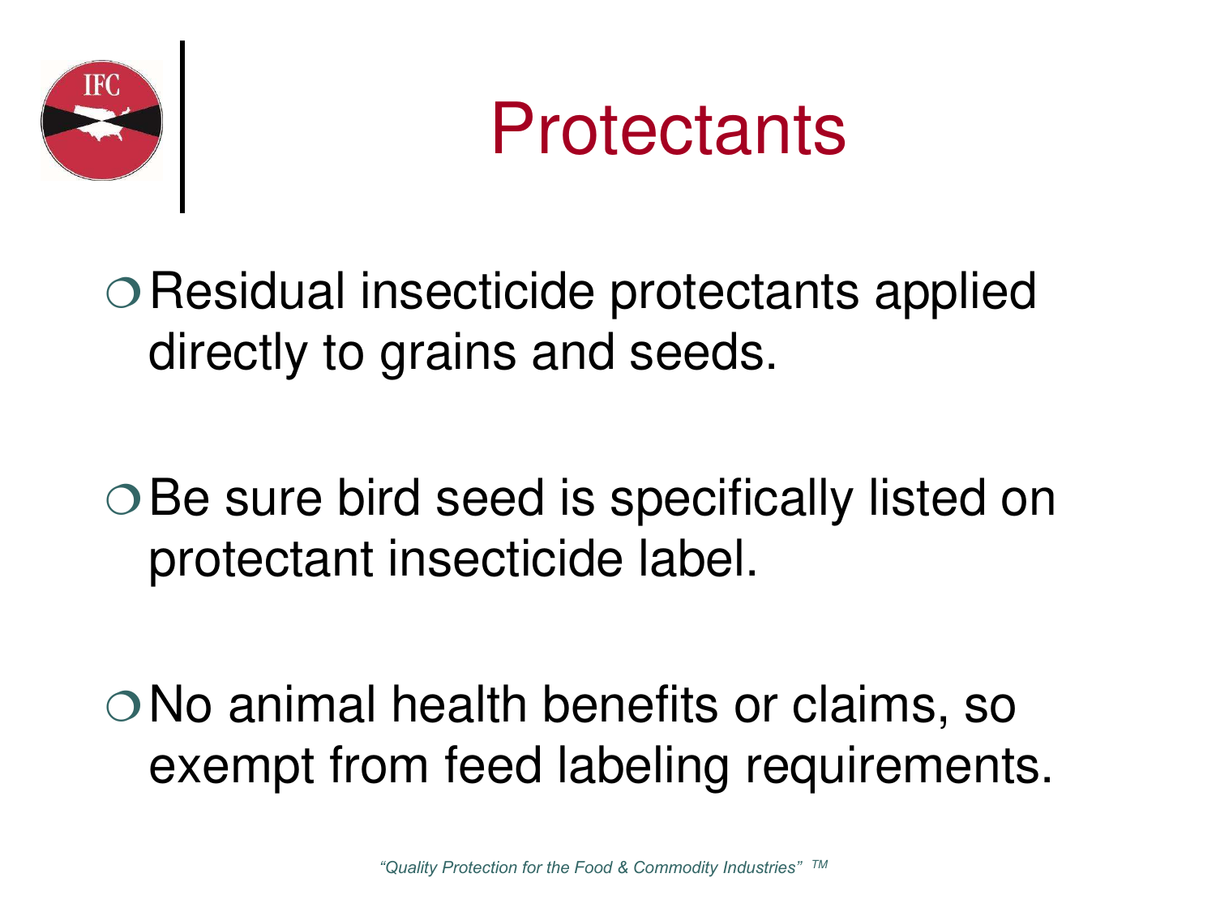# Protectants

- Residual insecticide protectants applied directly to grains and seeds.

- Be sure bird seed is specifically listed on protectant insecticide label.

- No animal health benefits or claims, so exempt from feed labeling requirements.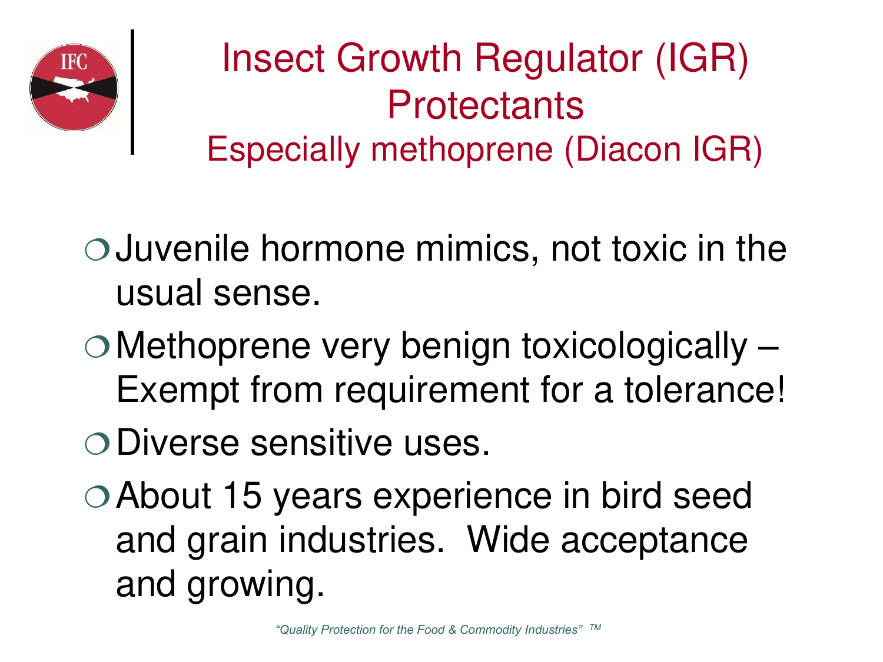# Insect Growth Regulator (IGR) Protectants

## Especially methoprene (Diacon IGR)

- Juvenile hormone mimics, not toxic in the usual sense.
- Methoprene very benign toxicologically – Exempt from requirement for a tolerance!
- Diverse sensitive uses.
- About 15 years experience in bird seed and grain industries. Wide acceptance and growing.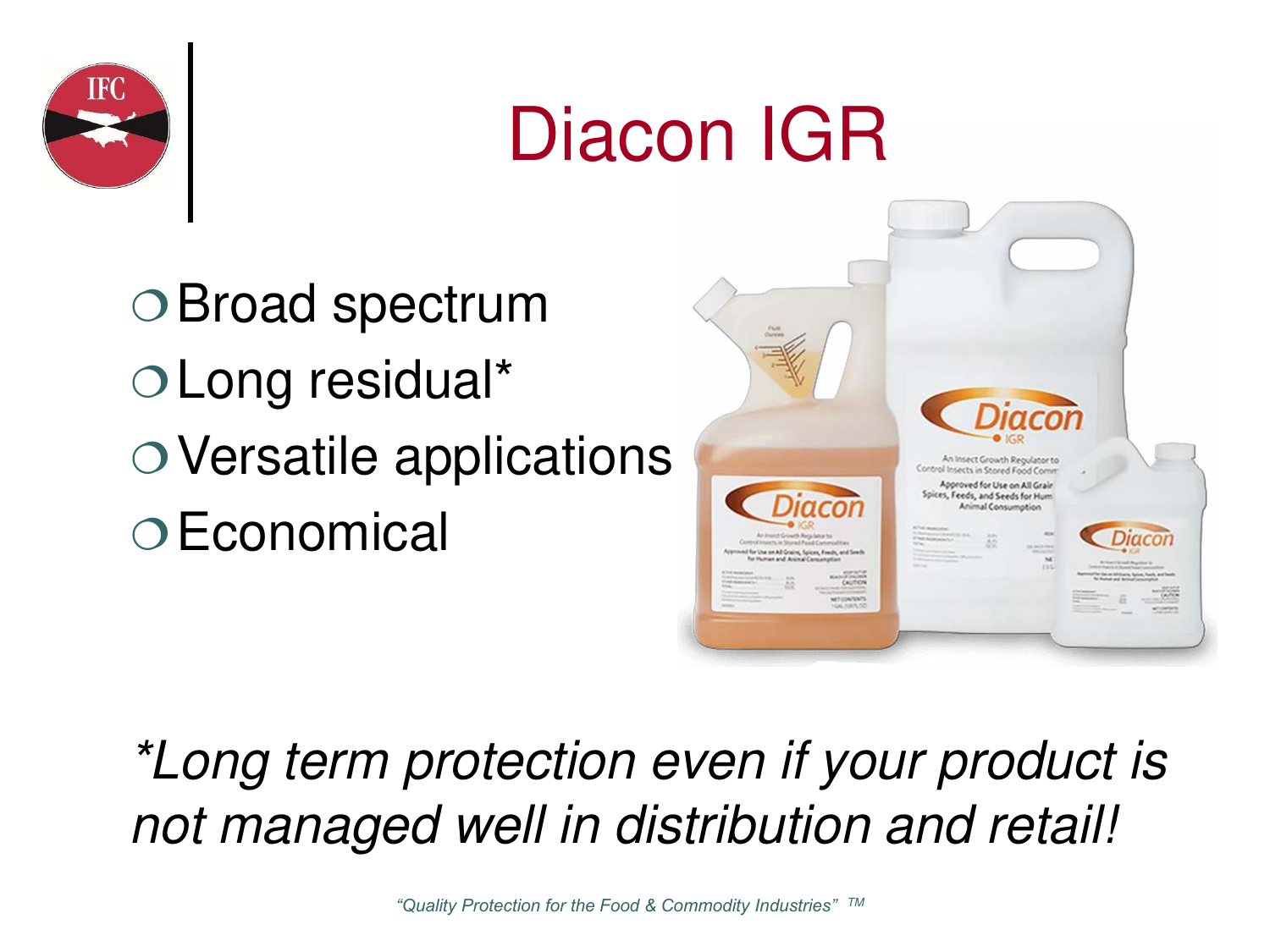# Diacon IGR

- Broad spectrum
- Long residual*
- Versatile applications
- Economical

*\*Long term protection even if your product is not managed well in distribution and retail!*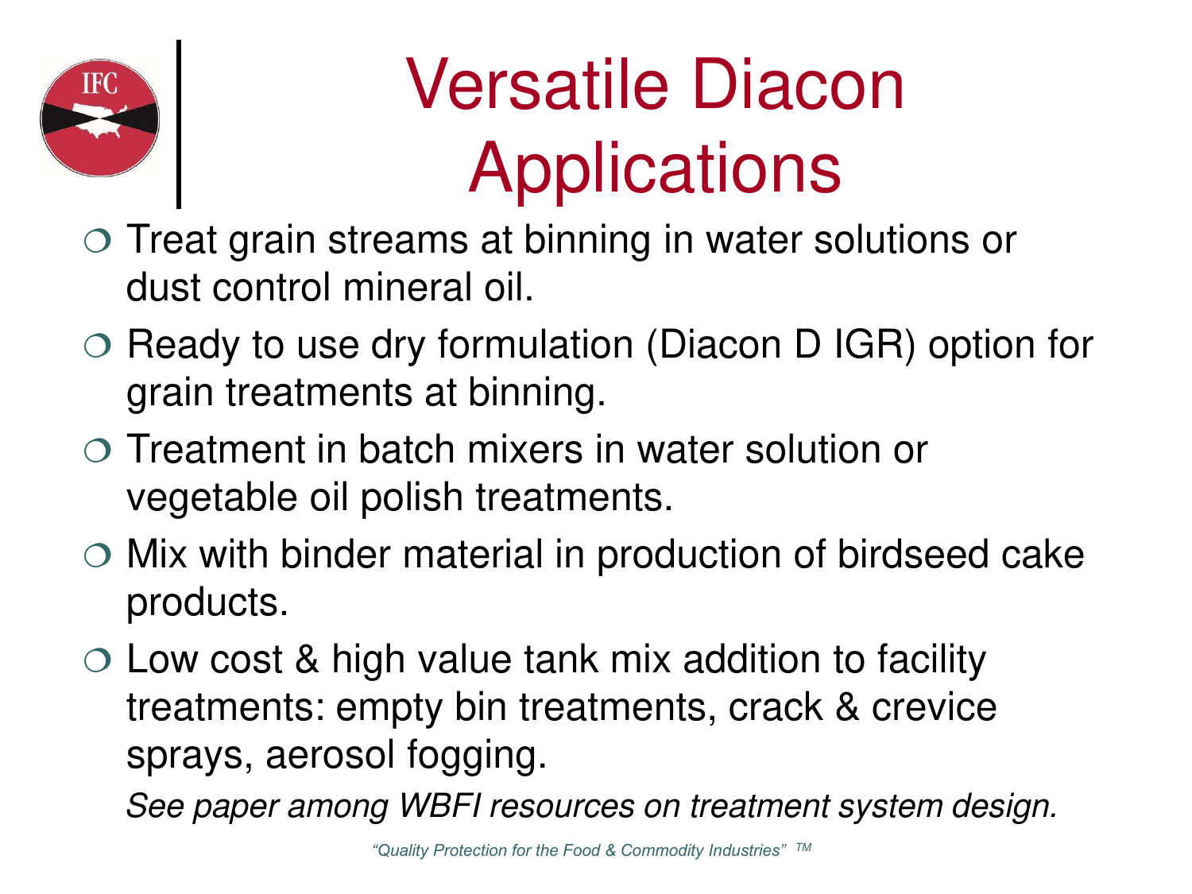# Versatile Diacon Applications

- Treat grain streams at binning in water solutions or dust control mineral oil.
- Ready to use dry formulation (Diacon D IGR) option for grain treatments at binning.
- Treatment in batch mixers in water solution or vegetable oil polish treatments.
- Mix with binder material in production of birdseed cake products.
- Low cost & high value tank mix addition to facility treatments: empty bin treatments, crack & crevice sprays, aerosol fogging.

*See paper among WBFI resources on treatment system design.*

*"Quality Protection for the Food & Commodity Industries"* TM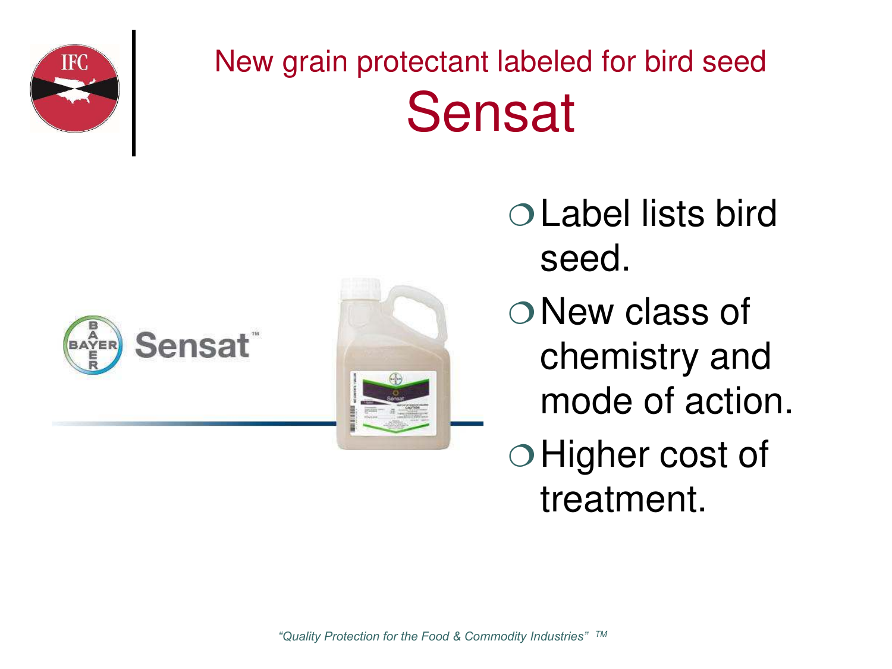New grain protectant labeled for bird seed

# Sensat

- Label lists bird seed.
- New class of chemistry and mode of action.
- Higher cost of treatment.

*"Quality Protection for the Food & Commodity Industries" TM*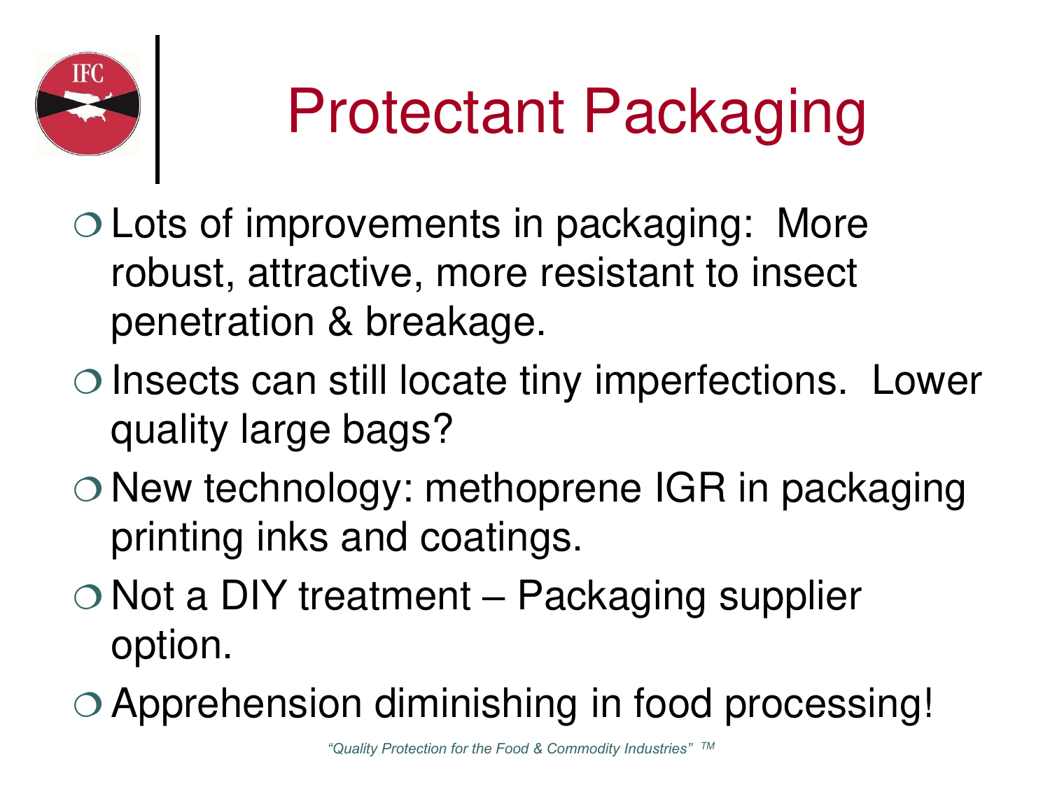# Protectant Packaging

- Lots of improvements in packaging: More robust, attractive, more resistant to insect penetration & breakage.
- Insects can still locate tiny imperfections. Lower quality large bags?
- New technology: methoprene IGR in packaging printing inks and coatings.
- Not a DIY treatment – Packaging supplier option.
- Apprehension diminishing in food processing!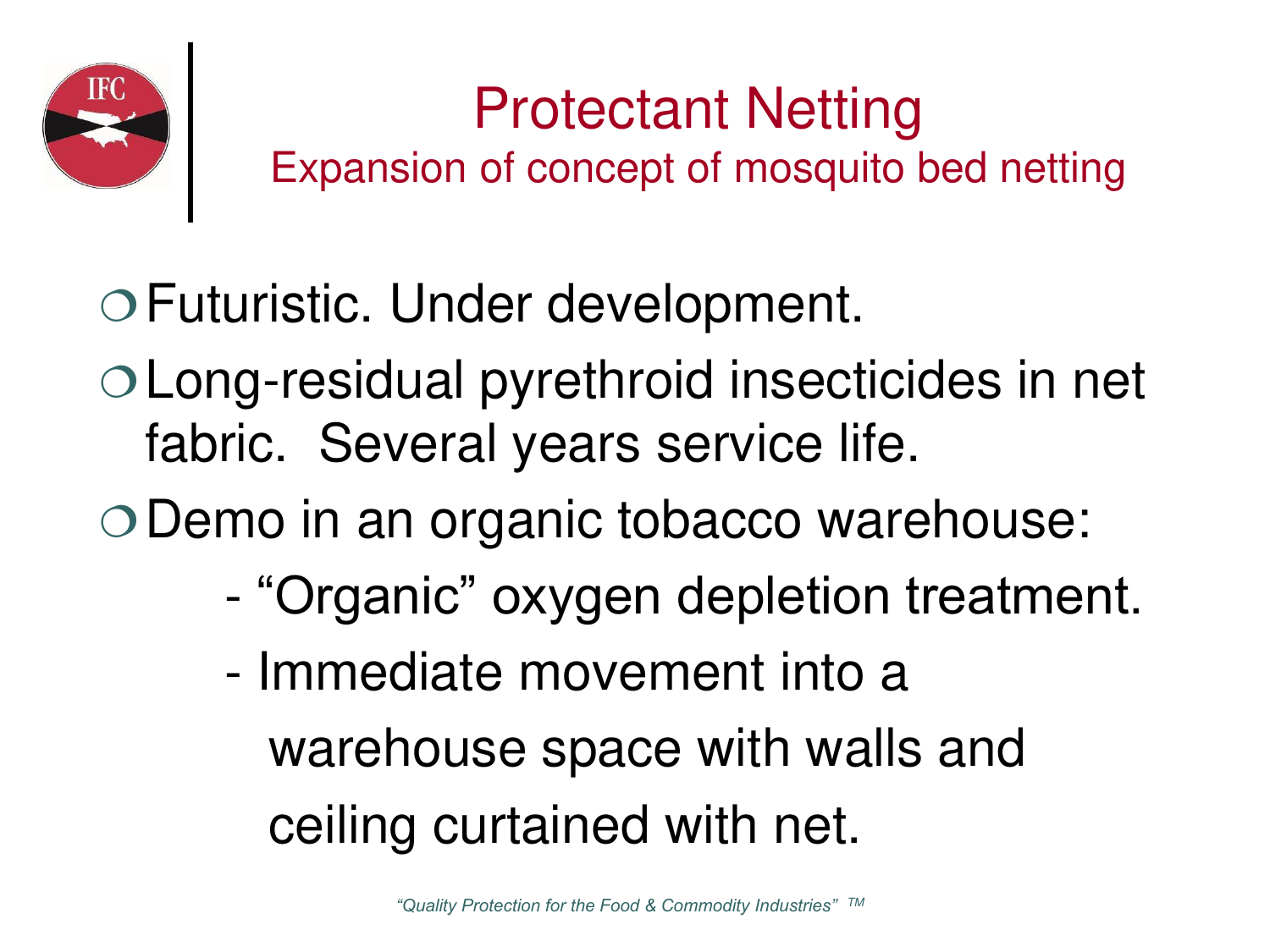# Protectant Netting

## Expansion of concept of mosquito bed netting

- Futuristic. Under development.
- Long-residual pyrethroid insecticides in net fabric. Several years service life.
- Demo in an organic tobacco warehouse:
  - "Organic" oxygen depletion treatment.
  - Immediate movement into a warehouse space with walls and ceiling curtained with net.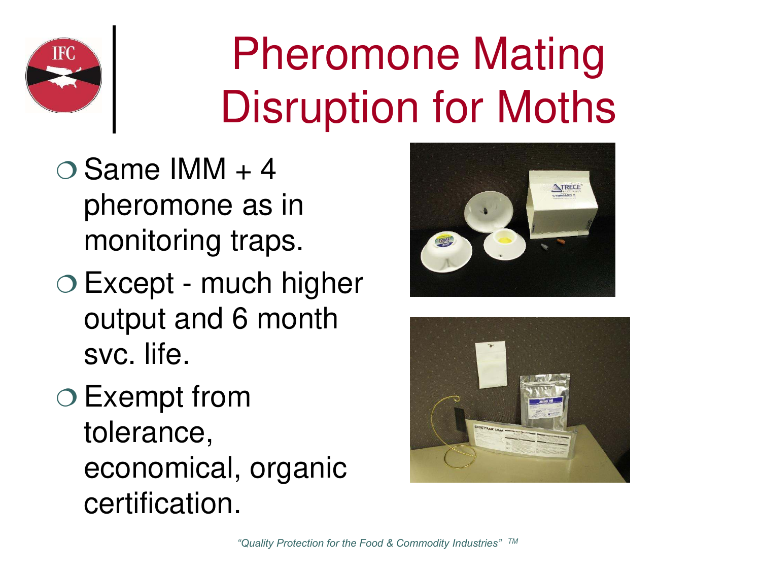# Pheromone Mating Disruption for Moths

- Same IMM + 4 pheromone as in monitoring traps.
- Except - much higher output and 6 month svc. life.
- Exempt from tolerance, economical, organic certification.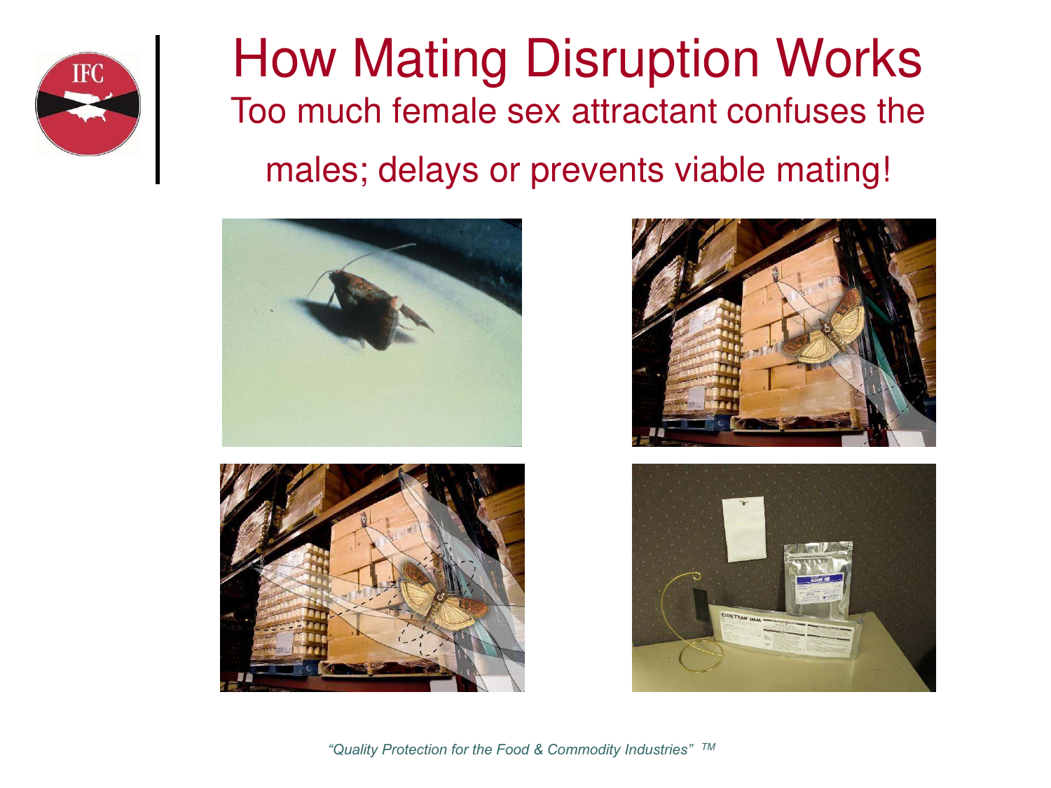# How Mating Disruption Works

## Too much female sex attractant confuses the males; delays or prevents viable mating!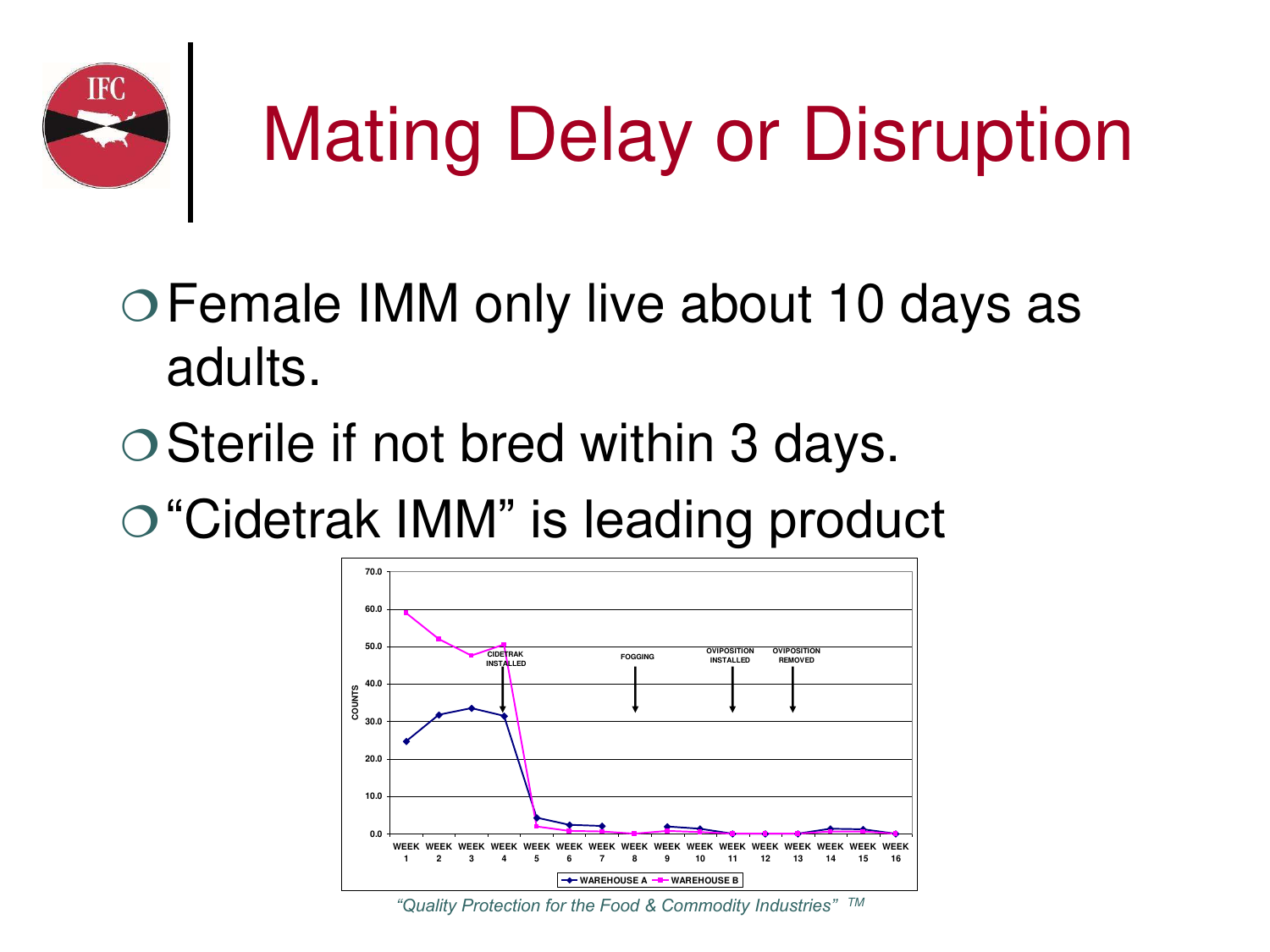# Mating Delay or Disruption

- Female IMM only live about 10 days as adults.
- Sterile if not bred within 3 days.
- "Cidetrak IMM" is leading product

*"Quality Protection for the Food & Commodity Industries"* TM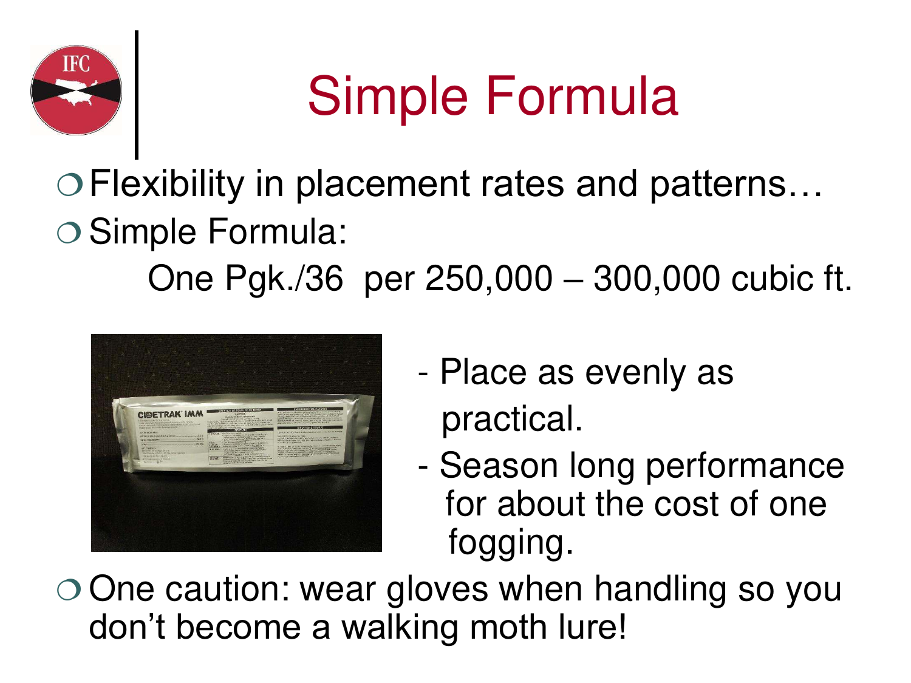# Simple Formula

- Flexibility in placement rates and patterns…
- Simple Formula:

  One Pgk./36 per 250,000 – 300,000 cubic ft.

  - Place as evenly as practical.
  - Season long performance for about the cost of one fogging.

- One caution: wear gloves when handling so you don't become a walking moth lure!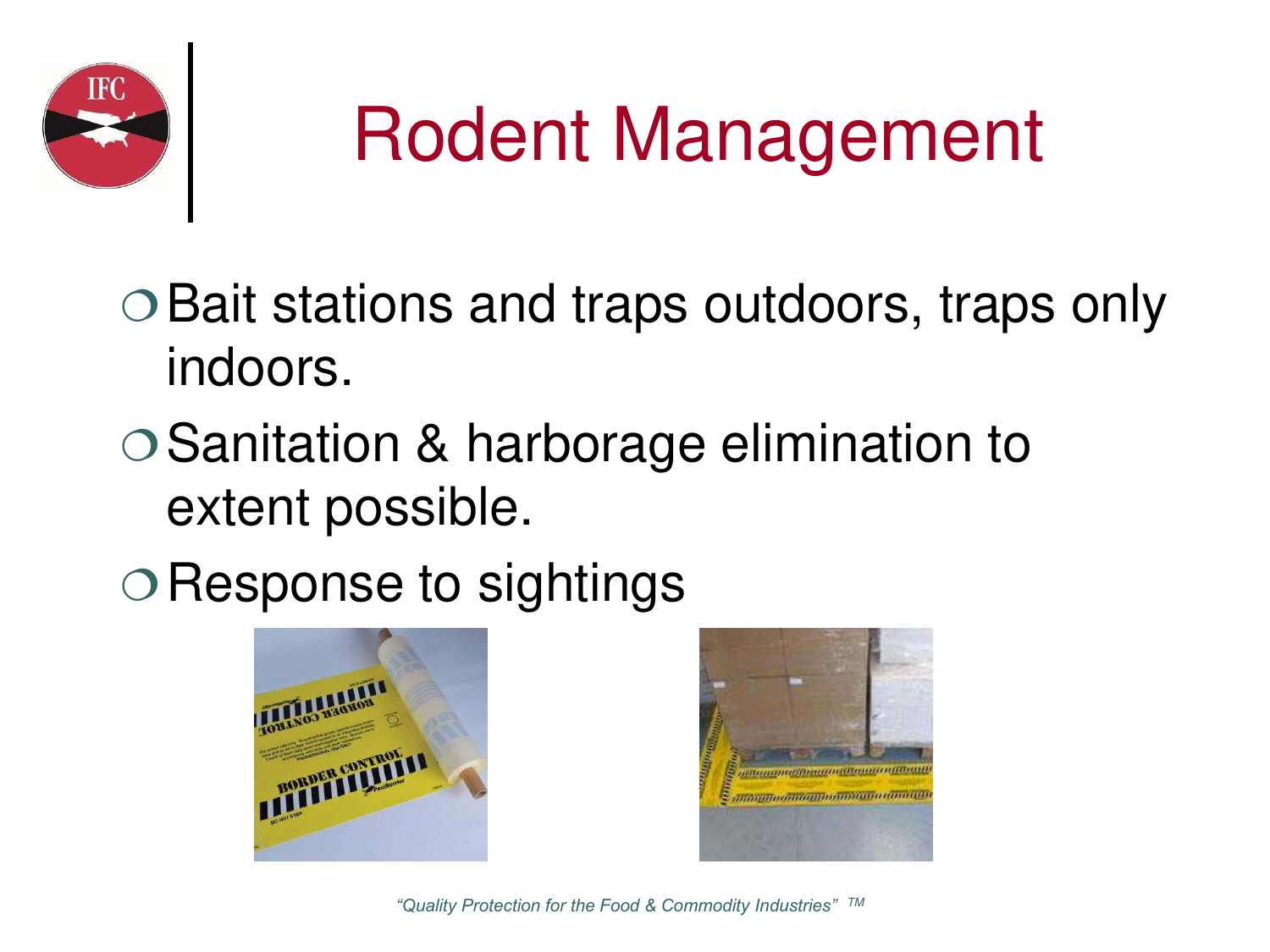# Rodent Management

- Bait stations and traps outdoors, traps only indoors.
- Sanitation & harborage elimination to extent possible.
- Response to sightings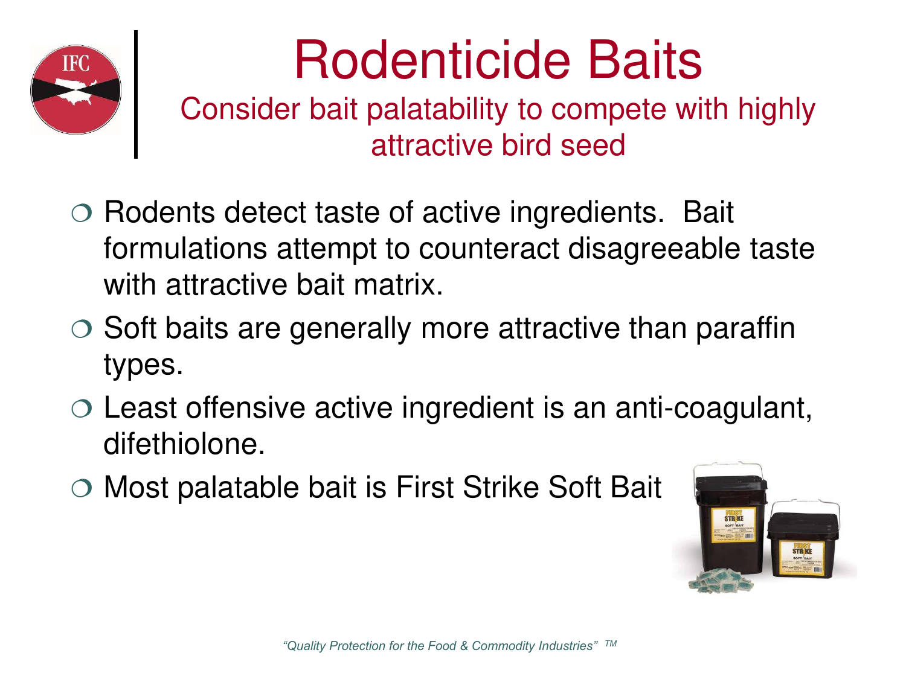# Rodenticide Baits

## Consider bait palatability to compete with highly attractive bird seed

- Rodents detect taste of active ingredients. Bait formulations attempt to counteract disagreeable taste with attractive bait matrix.
- Soft baits are generally more attractive than paraffin types.
- Least offensive active ingredient is an anti-coagulant, difethiolone.
- Most palatable bait is First Strike Soft Bait

*"Quality Protection for the Food & Commodity Industries" TM*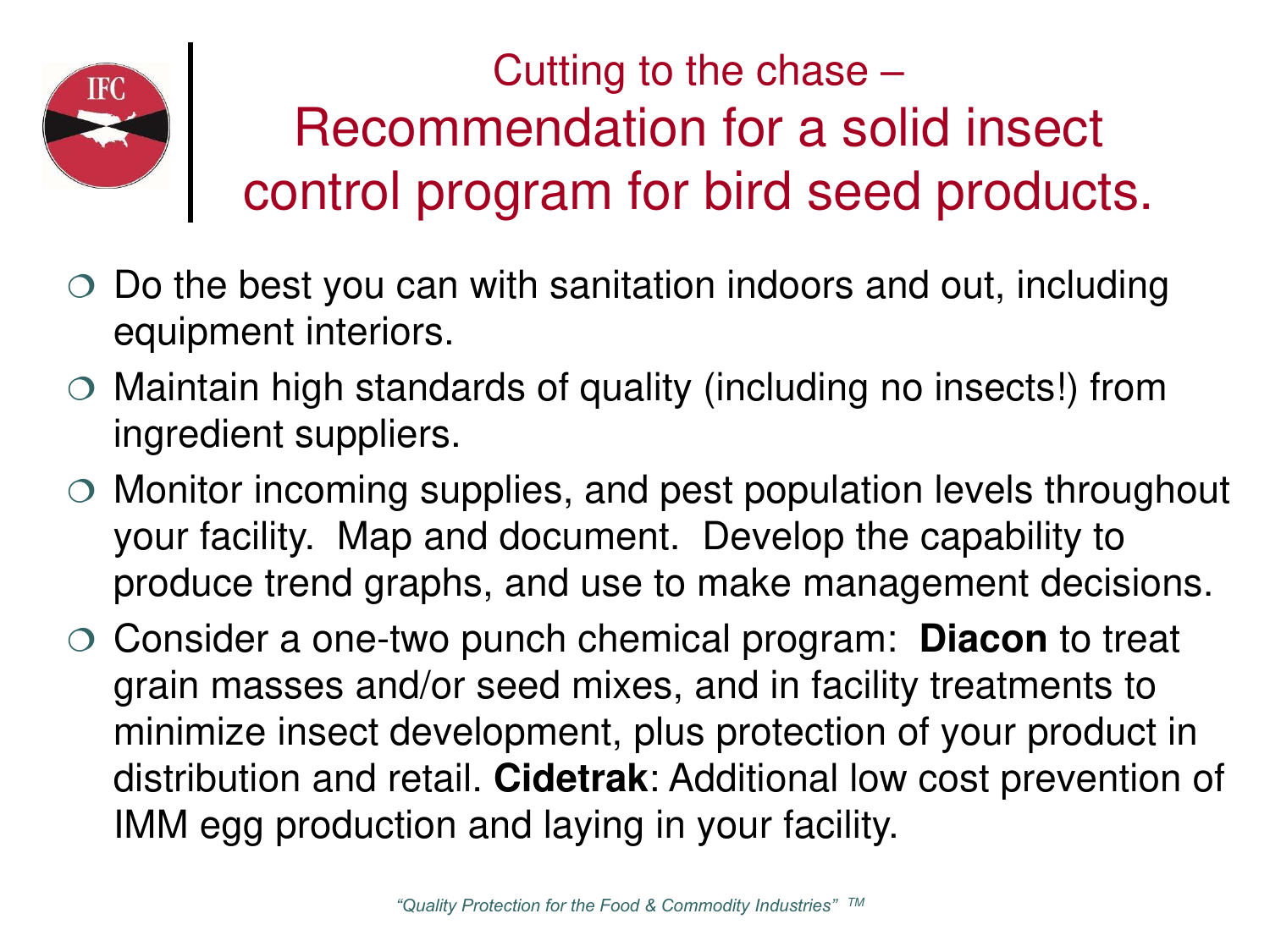# Cutting to the chase – Recommendation for a solid insect control program for bird seed products.

- Do the best you can with sanitation indoors and out, including equipment interiors.
- Maintain high standards of quality (including no insects!) from ingredient suppliers.
- Monitor incoming supplies, and pest population levels throughout your facility. Map and document. Develop the capability to produce trend graphs, and use to make management decisions.
- Consider a one-two punch chemical program: **Diacon** to treat grain masses and/or seed mixes, and in facility treatments to minimize insect development, plus protection of your product in distribution and retail. **Cidetrak**: Additional low cost prevention of IMM egg production and laying in your facility.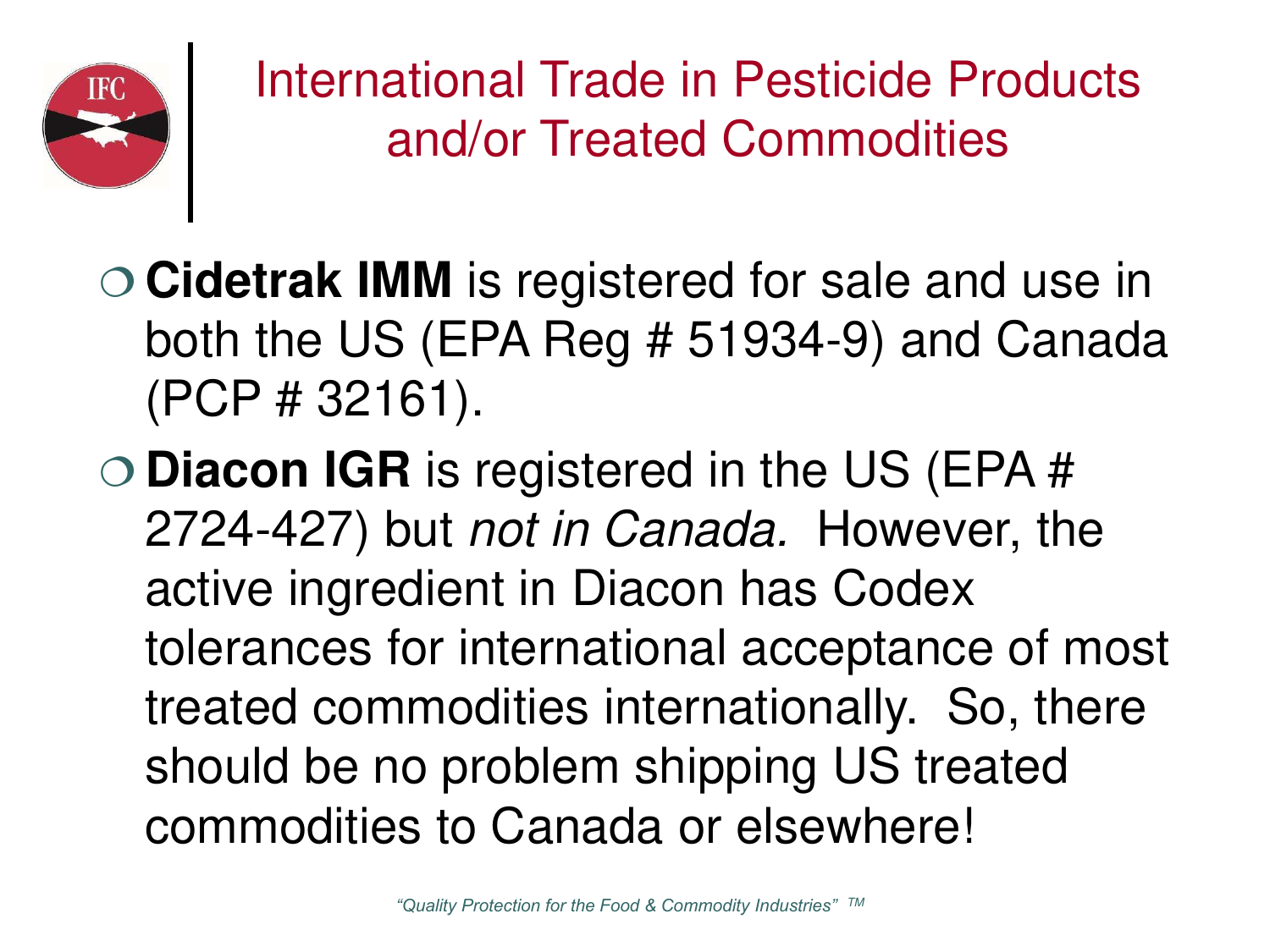# International Trade in Pesticide Products and/or Treated Commodities

- **Cidetrak IMM** is registered for sale and use in both the US (EPA Reg # 51934-9) and Canada (PCP # 32161).
- **Diacon IGR** is registered in the US (EPA # 2724-427) but *not in Canada.* However, the active ingredient in Diacon has Codex tolerances for international acceptance of most treated commodities internationally. So, there should be no problem shipping US treated commodities to Canada or elsewhere!

*"Quality Protection for the Food & Commodity Industries" TM*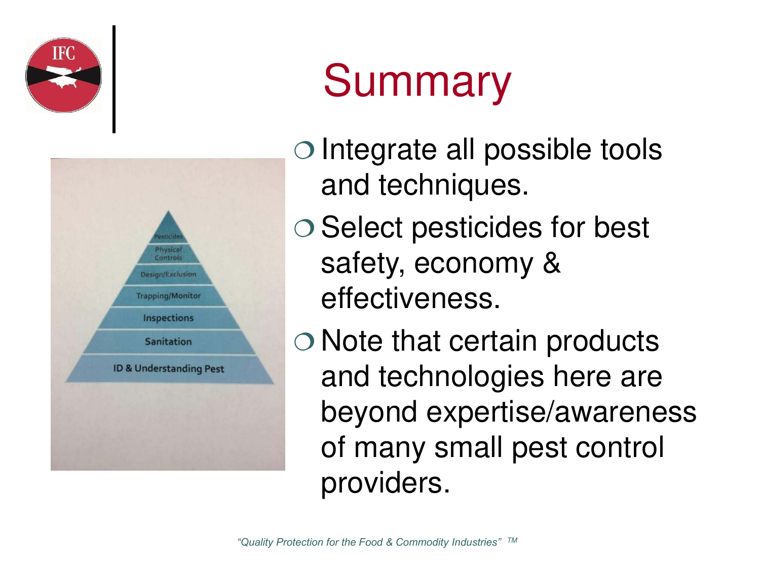# Summary

Pesticides
Physical Controls
Design/Exclusion
Trapping/Monitor
Inspections
Sanitation
ID & Understanding Pest

- Integrate all possible tools and techniques.
- Select pesticides for best safety, economy & effectiveness.
- Note that certain products and technologies here are beyond expertise/awareness of many small pest control providers.

*"Quality Protection for the Food & Commodity Industries"* ™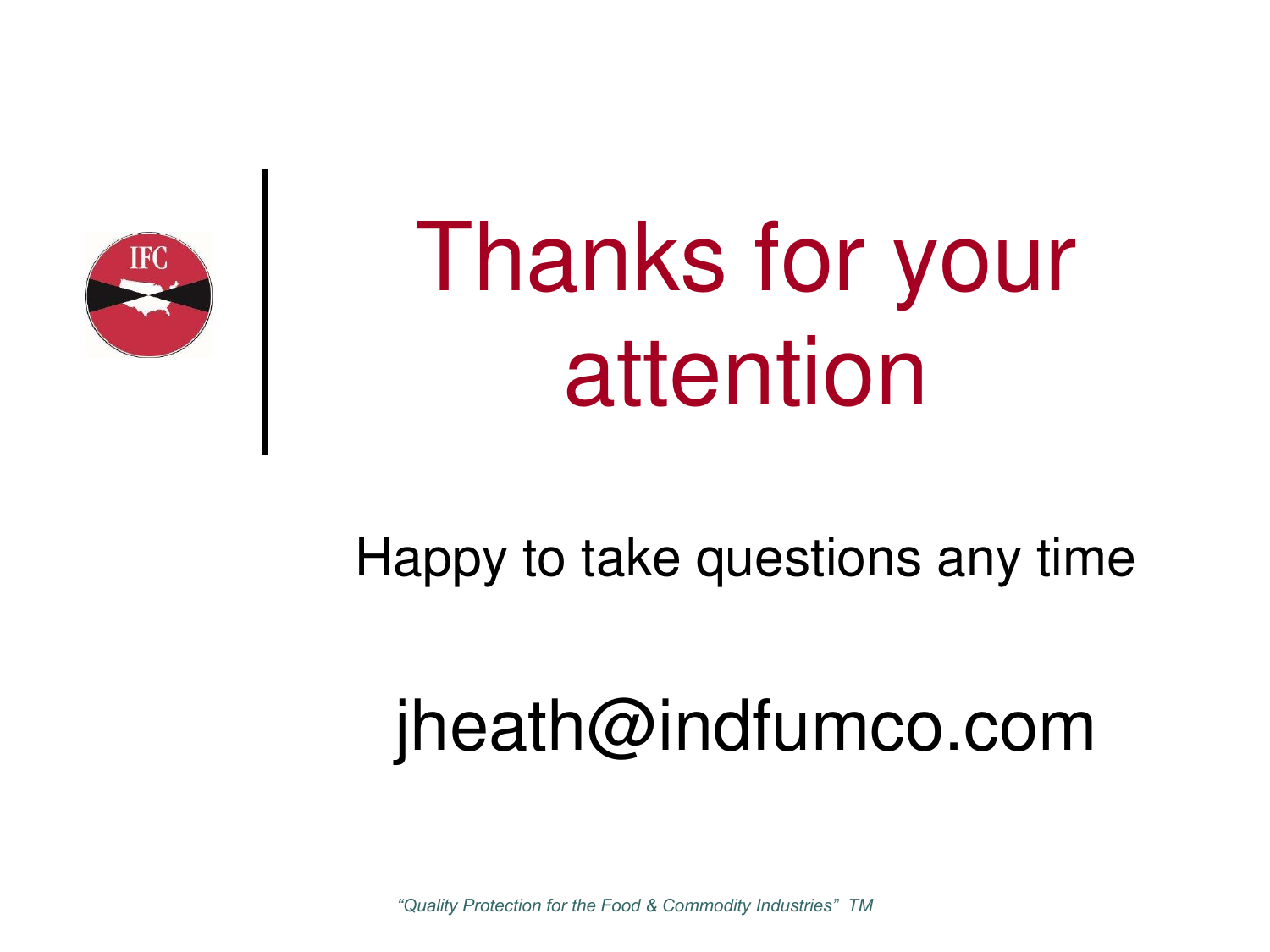# Thanks for your attention

Happy to take questions any time

jheath@indfumco.com

*"Quality Protection for the Food & Commodity Industries" TM*